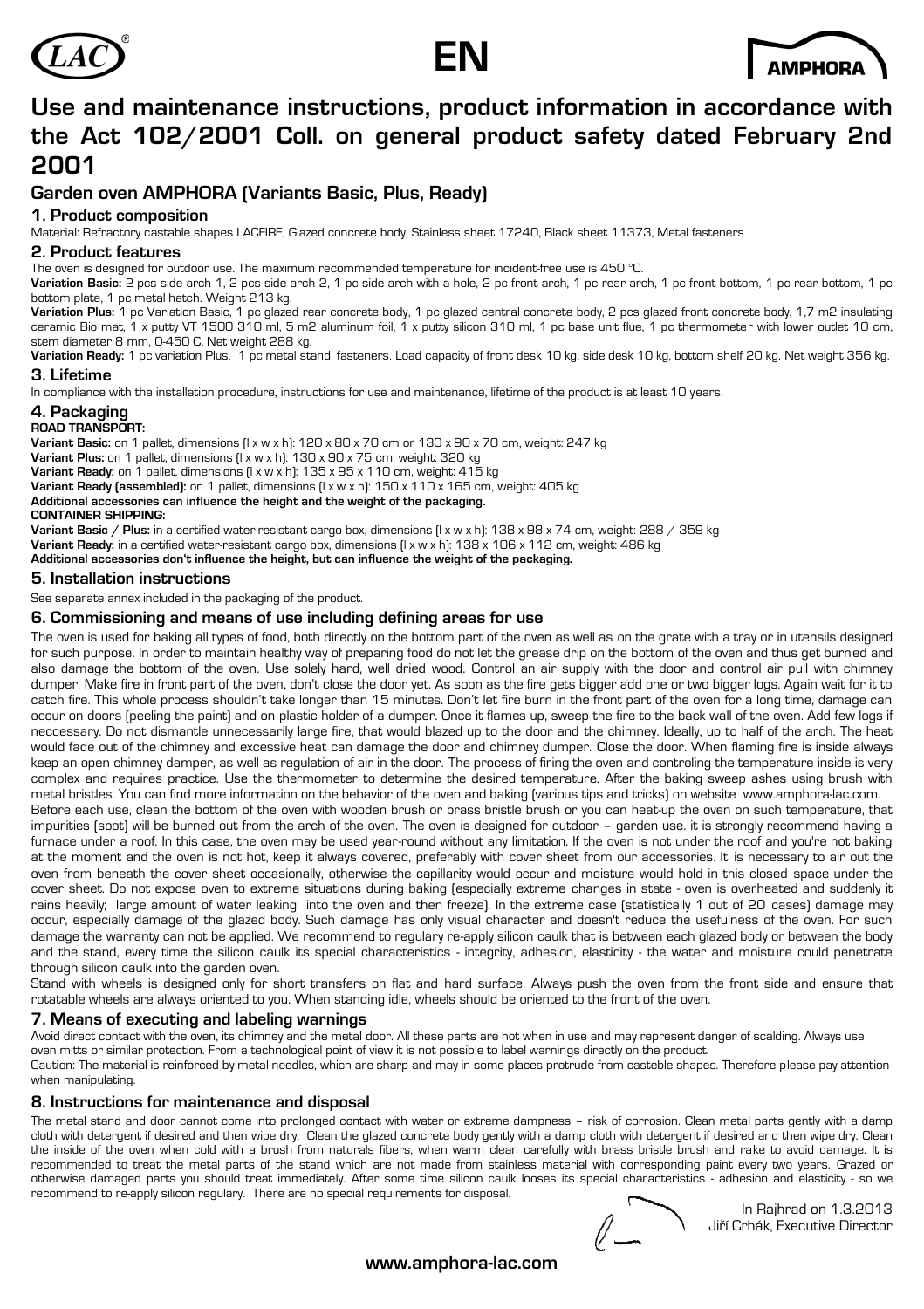EN

# Use and maintenance instructions, product information in accordance with the Act 102/2001 Coll. on general product safety dated February 2nd 2001

## Garden oven AMPHORA (Variants Basic, Plus, Ready)

### 1. Product composition

Material: Refractory castable shapes LACFIRE, Glazed concrete body, Stainless sheet 17240, Black sheet 11373, Metal fasteners

### 2. Product features

The oven is designed for outdoor use. The maximum recommended temperature for incident-free use is 450 °C.

**Variation Basic:** 2 pcs side arch 1, 2 pcs side arch 2, 1 pc side arch with a hole, 2 pc front arch, 1 pc rear arch, 1 pc front bottom, 1 pc rear bottom, 1 pc bottom plate, 1 pc metal hatch. Weight 213 kg.

**Variation Plus:** 1 pc Variation Basic, 1 pc glazed rear concrete body, 1 pc glazed central concrete body, 2 pcs glazed front concrete body, 1,7 m2 insulating ceramic Bio mat, 1 x putty VT 1500 310 ml, 5 m2 aluminum foil, 1 x putty silicon 310 ml, 1 pc base unit flue, 1 pc thermometer with lower outlet 10 cm, stem diameter 8 mm, 0-450 C. Net weight 288 kg.

**Variation Ready:** 1 pc variation Plus, 1 pc metal stand, fasteners. Load capacity of front desk 10 kg, side desk 10 kg, bottom shelf 20 kg. Net weight 356 kg.

### 3. Lifetime

In compliance with the installation procedure, instructions for use and maintenance, lifetime of the product is at least 10 years.

### 4. Packaging

**ROAD TRANSPORT:**

**Variant Basic:** on 1 pallet, dimensions (l x w x h): 120 x 80 x 70 cm or 130 x 90 x 70 cm, weight: 247 kg
**Variant Plus:** on 1 pallet, dimensions (l x w x h): 130 x 90 x 75 cm, weight: 320 kg
**Variant Ready:** on 1 pallet, dimensions (l x w x h): 135 x 95 x 110 cm, weight: 415 kg
**Variant Ready (assembled):** on 1 pallet, dimensions (l x w x h): 150 x 110 x 165 cm, weight: 405 kg
**Additional accessories can influence the height and the weight of the packaging.**

**CONTAINER SHIPPING:**

**Variant Basic / Plus:** in a certified water-resistant cargo box, dimensions (l x w x h): 138 x 98 x 74 cm, weight: 288 / 359 kg
**Variant Ready:** in a certified water-resistant cargo box, dimensions (l x w x h): 138 x 106 x 112 cm, weight: 486 kg
**Additional accessories don't influence the height, but can influence the weight of the packaging.**

### 5. Installation instructions

See separate annex included in the packaging of the product.

### 6. Commissioning and means of use including defining areas for use

The oven is used for baking all types of food, both directly on the bottom part of the oven as well as on the grate with a tray or in utensils designed for such purpose. In order to maintain healthy way of preparing food do not let the grease drip on the bottom of the oven and thus get burned and also damage the bottom of the oven. Use solely hard, well dried wood. Control an air supply with the door and control air pull with chimney dumper. Make fire in front part of the oven, don't close the door yet. As soon as the fire gets bigger add one or two bigger logs. Again wait for it to catch fire. This whole process shouldn't take longer than 15 minutes. Don't let fire burn in the front part of the oven for a long time, damage can occur on doors (peeling the paint) and on plastic holder of a dumper. Once it flames up, sweep the fire to the back wall of the oven. Add few logs if neccessary. Do not dismantle unnecessarily large fire, that would blazed up to the door and the chimney. Ideally, up to half of the arch. The heat would fade out of the chimney and excessive heat can damage the door and chimney dumper. Close the door. When flaming fire is inside always keep an open chimney damper, as well as regulation of air in the door. The process of firing the oven and controling the temperature inside is very complex and requires practice. Use the thermometer to determine the desired temperature. After the baking sweep ashes using brush with metal bristles. You can find more information on the behavior of the oven and baking (various tips and tricks) on website www.amphora-lac.com.

Before each use, clean the bottom of the oven with wooden brush or brass bristle brush or you can heat-up the oven on such temperature, that impurities (soot) will be burned out from the arch of the oven. The oven is designed for outdoor – garden use. it is strongly recommend having a furnace under a roof. In this case, the oven may be used year-round without any limitation. If the oven is not under the roof and you're not baking at the moment and the oven is not hot, keep it always covered, preferably with cover sheet from our accessories. It is necessary to air out the oven from beneath the cover sheet occasionally, otherwise the capillarity would occur and moisture would hold in this closed space under the cover sheet. Do not expose oven to extreme situations during baking (especially extreme changes in state - oven is overheated and suddenly it rains heavily; large amount of water leaking into the oven and then freeze). In the extreme case (statistically 1 out of 20 cases) damage may occur, especially damage of the glazed body. Such damage has only visual character and doesn't reduce the usefulness of the oven. For such damage the warranty can not be applied. We recommend to regulary re-apply silicon caulk that is between each glazed body or between the body and the stand, every time the silicon caulk its special characteristics - integrity, adhesion, elasticity - the water and moisture could penetrate through silicon caulk into the garden oven.

Stand with wheels is designed only for short transfers on flat and hard surface. Always push the oven from the front side and ensure that rotatable wheels are always oriented to you. When standing idle, wheels should be oriented to the front of the oven.

### 7. Means of executing and labeling warnings

Avoid direct contact with the oven, its chimney and the metal door. All these parts are hot when in use and may represent danger of scalding. Always use oven mitts or similar protection. From a technological point of view it is not possible to label warnings directly on the product.
Caution: The material is reinforced by metal needles, which are sharp and may in some places protrude from casteble shapes. Therefore please pay attention when manipulating.

### 8. Instructions for maintenance and disposal

The metal stand and door cannot come into prolonged contact with water or extreme dampness – risk of corrosion. Clean metal parts gently with a damp cloth with detergent if desired and then wipe dry. Clean the glazed concrete body gently with a damp cloth with detergent if desired and then wipe dry. Clean the inside of the oven when cold with a brush from naturals fibers, when warm clean carefully with brass bristle brush and rake to avoid damage. It is recommended to treat the metal parts of the stand which are not made from stainless material with corresponding paint every two years. Grazed or otherwise damaged parts you should treat immediately. After some time silicon caulk looses its special characteristics - adhesion and elasticity - so we recommend to re-apply silicon regulary. There are no special requirements for disposal.

In Rajhrad on 1.3.2013
Jiří Crhák, Executive Director

www.amphora-lac.com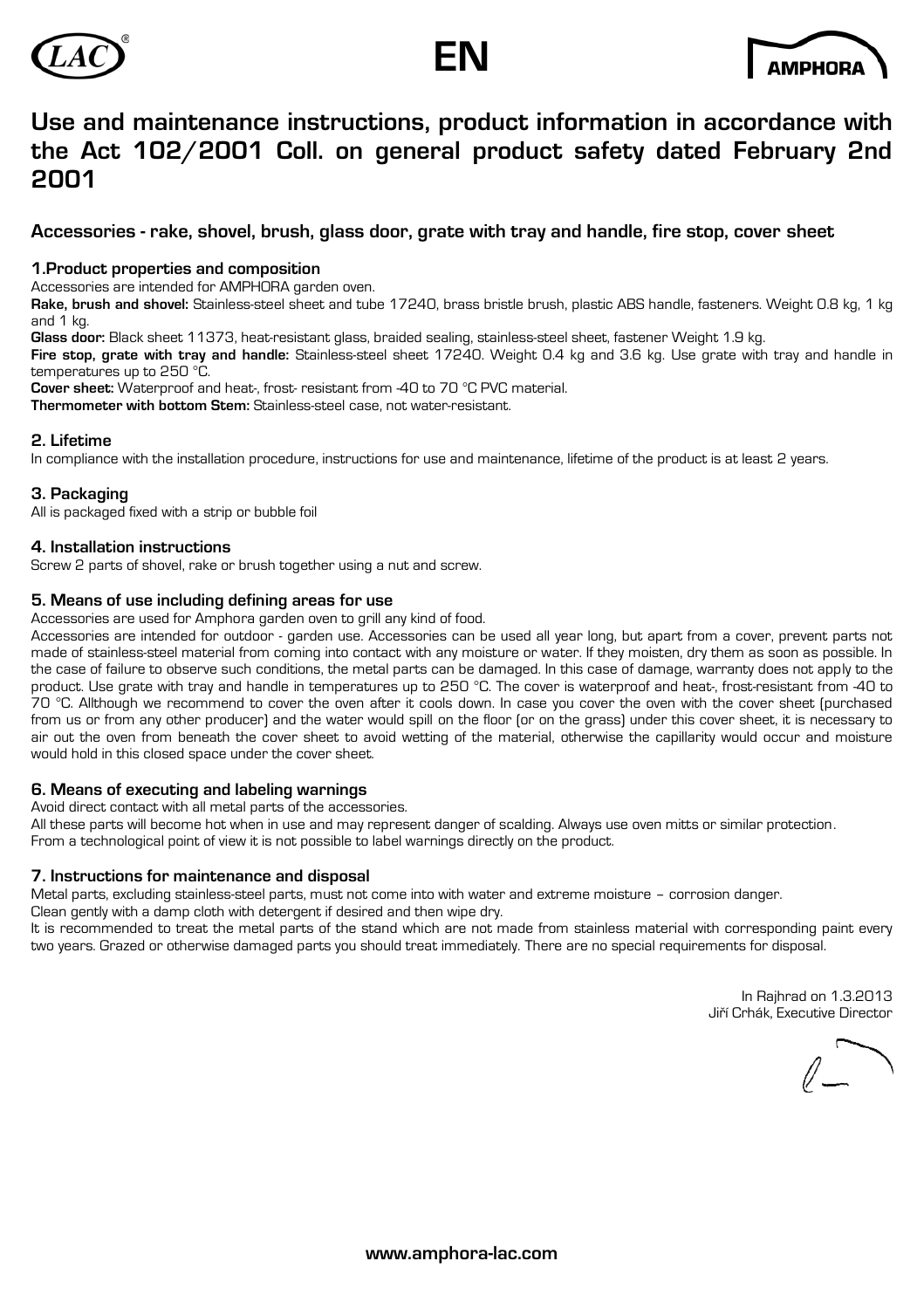EN

# Use and maintenance instructions, product information in accordance with the Act 102/2001 Coll. on general product safety dated February 2nd 2001

## Accessories - rake, shovel, brush, glass door, grate with tray and handle, fire stop, cover sheet

### 1.Product properties and composition

Accessories are intended for AMPHORA garden oven.

**Rake, brush and shovel:** Stainless-steel sheet and tube 17240, brass bristle brush, plastic ABS handle, fasteners. Weight 0.8 kg, 1 kg and 1 kg.

**Glass door:** Black sheet 11373, heat-resistant glass, braided sealing, stainless-steel sheet, fastener Weight 1.9 kg.

**Fire stop, grate with tray and handle:** Stainless-steel sheet 17240. Weight 0.4 kg and 3.6 kg. Use grate with tray and handle in temperatures up to 250 °C.

**Cover sheet:** Waterproof and heat-, frost- resistant from -40 to 70 °C PVC material.

**Thermometer with bottom Stem:** Stainless-steel case, not water-resistant.

### 2. Lifetime

In compliance with the installation procedure, instructions for use and maintenance, lifetime of the product is at least 2 years.

### 3. Packaging

All is packaged fixed with a strip or bubble foil

### 4. Installation instructions

Screw 2 parts of shovel, rake or brush together using a nut and screw.

### 5. Means of use including defining areas for use

Accessories are used for Amphora garden oven to grill any kind of food.

Accessories are intended for outdoor - garden use. Accessories can be used all year long, but apart from a cover, prevent parts not made of stainless-steel material from coming into contact with any moisture or water. If they moisten, dry them as soon as possible. In the case of failure to observe such conditions, the metal parts can be damaged. In this case of damage, warranty does not apply to the product. Use grate with tray and handle in temperatures up to 250 °C. The cover is waterproof and heat-, frost-resistant from -40 to 70 °C. Allthough we recommend to cover the oven after it cools down. In case you cover the oven with the cover sheet (purchased from us or from any other producer) and the water would spill on the floor (or on the grass) under this cover sheet, it is necessary to air out the oven from beneath the cover sheet to avoid wetting of the material, otherwise the capillarity would occur and moisture would hold in this closed space under the cover sheet.

### 6. Means of executing and labeling warnings

Avoid direct contact with all metal parts of the accessories.

All these parts will become hot when in use and may represent danger of scalding. Always use oven mitts or similar protection.

From a technological point of view it is not possible to label warnings directly on the product.

### 7. Instructions for maintenance and disposal

Metal parts, excluding stainless-steel parts, must not come into with water and extreme moisture – corrosion danger.

Clean gently with a damp cloth with detergent if desired and then wipe dry.

It is recommended to treat the metal parts of the stand which are not made from stainless material with corresponding paint every two years. Grazed or otherwise damaged parts you should treat immediately. There are no special requirements for disposal.

In Rajhrad on 1.3.2013

Jiří Crhák, Executive Director

**www.amphora-lac.com**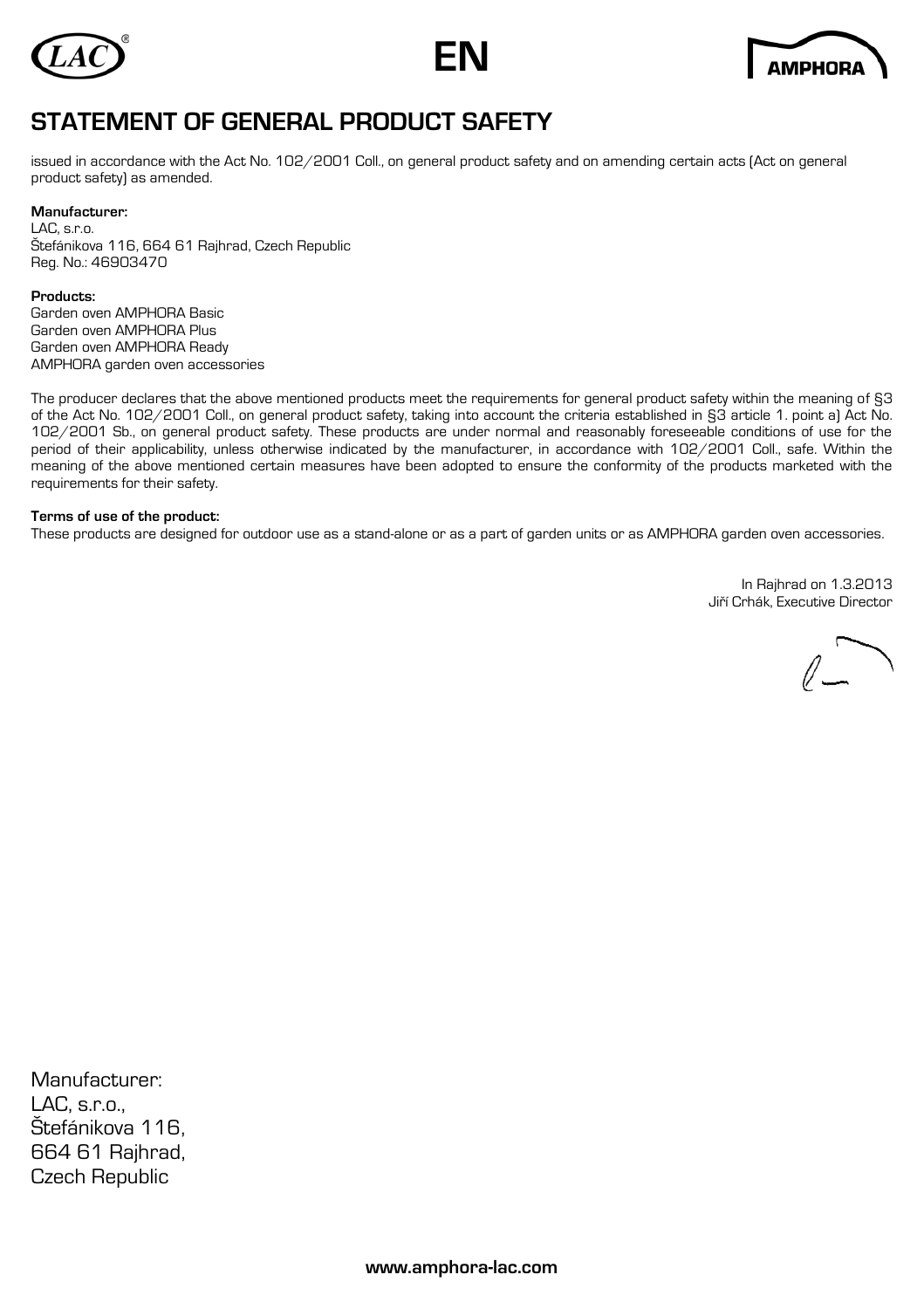EN

## STATEMENT OF GENERAL PRODUCT SAFETY

issued in accordance with the Act No. 102/2001 Coll., on general product safety and on amending certain acts (Act on general product safety) as amended.

**Manufacturer:**
LAC, s.r.o.
Štefánikova 116, 664 61 Rajhrad, Czech Republic
Reg. No.: 46903470

**Products:**
Garden oven AMPHORA Basic
Garden oven AMPHORA Plus
Garden oven AMPHORA Ready
AMPHORA garden oven accessories

The producer declares that the above mentioned products meet the requirements for general product safety within the meaning of §3 of the Act No. 102/2001 Coll., on general product safety, taking into account the criteria established in §3 article 1. point a) Act No. 102/2001 Sb., on general product safety. These products are under normal and reasonably foreseeable conditions of use for the period of their applicability, unless otherwise indicated by the manufacturer, in accordance with 102/2001 Coll., safe. Within the meaning of the above mentioned certain measures have been adopted to ensure the conformity of the products marketed with the requirements for their safety.

**Terms of use of the product:**
These products are designed for outdoor use as a stand-alone or as a part of garden units or as AMPHORA garden oven accessories.

In Rajhrad on 1.3.2013
Jiří Crhák, Executive Director

Manufacturer:
LAC, s.r.o.,
Štefánikova 116,
664 61 Rajhrad,
Czech Republic

www.amphora-lac.com